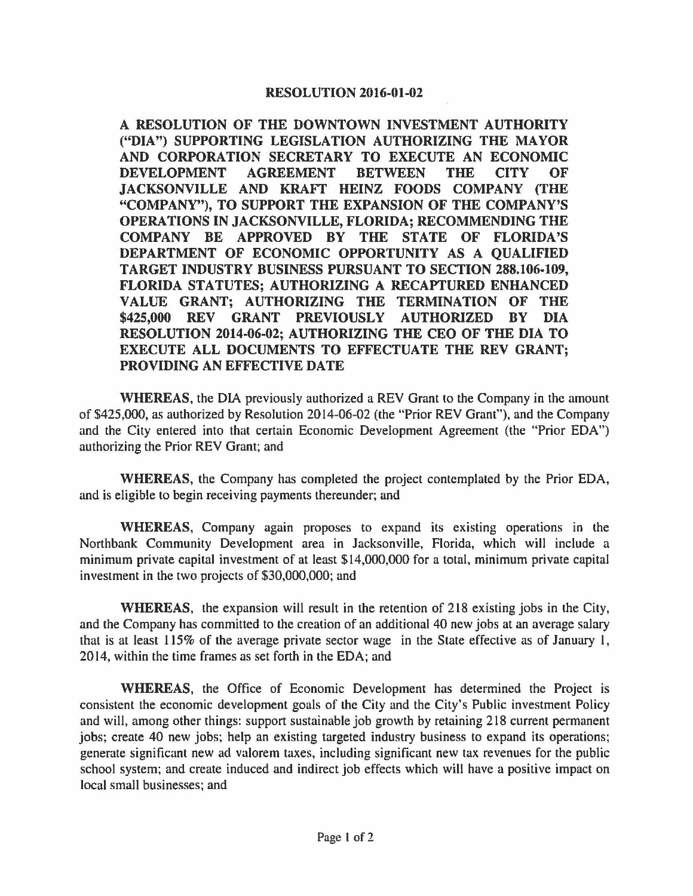# RESOLUTION 2016-01-02

**A RESOLUTION OF THE DOWNTOWN INVESTMENT AUTHORITY ("DIA") SUPPORTING LEGISLATION AUTHORIZING THE MAYOR AND CORPORATION SECRETARY TO EXECUTE AN ECONOMIC DEVELOPMENT AGREEMENT BETWEEN THE CITY OF JACKSONVILLE AND KRAFT HEINZ FOODS COMPANY (THE "COMPANY"), TO SUPPORT THE EXPANSION OF THE COMPANY'S OPERATIONS IN JACKSONVILLE, FLORIDA; RECOMMENDING THE COMPANY BE APPROVED BY THE STATE OF FLORIDA'S DEPARTMENT OF ECONOMIC OPPORTUNITY AS A QUALIFIED TARGET INDUSTRY BUSINESS PURSUANT TO SECTION 288.106-109, FLORIDA STATUTES; AUTHORIZING A RECAPTURED ENHANCED VALUE GRANT; AUTHORIZING THE TERMINATION OF THE \$425,000 REV GRANT PREVIOUSLY AUTHORIZED BY DIA RESOLUTION 2014-06-02; AUTHORIZING THE CEO OF THE DIA TO EXECUTE ALL DOCUMENTS TO EFFECTUATE THE REV GRANT; PROVIDING AN EFFECTIVE DATE**

**WHEREAS**, the DIA previously authorized a REV Grant to the Company in the amount of \$425,000, as authorized by Resolution 2014-06-02 (the "Prior REV Grant"), and the Company and the City entered into that certain Economic Development Agreement (the "Prior EDA") authorizing the Prior REV Grant; and

**WHEREAS**, the Company has completed the project contemplated by the Prior EDA, and is eligible to begin receiving payments thereunder; and

**WHEREAS**, Company again proposes to expand its existing operations in the Northbank Community Development area in Jacksonville, Florida, which will include a minimum private capital investment of at least \$14,000,000 for a total, minimum private capital investment in the two projects of \$30,000,000; and

**WHEREAS**, the expansion will result in the retention of 218 existing jobs in the City, and the Company has committed to the creation of an additional 40 new jobs at an average salary that is at least 115% of the average private sector wage in the State effective as of January 1, 2014, within the time frames as set forth in the EDA; and

**WHEREAS**, the Office of Economic Development has determined the Project is consistent the economic development goals of the City and the City's Public investment Policy and will, among other things: support sustainable job growth by retaining 218 current permanent jobs; create 40 new jobs; help an existing targeted industry business to expand its operations; generate significant new ad valorem taxes, including significant new tax revenues for the public school system; and create induced and indirect job effects which will have a positive impact on local small businesses; and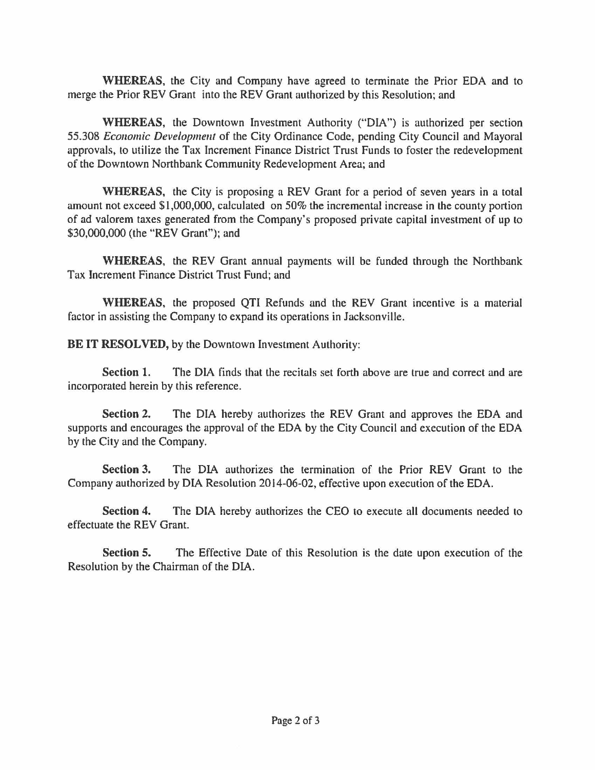**WHEREAS**, the City and Company have agreed to terminate the Prior EDA and to merge the Prior REV Grant into the REV Grant authorized by this Resolution; and

**WHEREAS**, the Downtown Investment Authority ("DIA") is authorized per section 55.308 *Economic Development* of the City Ordinance Code, pending City Council and Mayoral approvals, to utilize the Tax Increment Finance District Trust Funds to foster the redevelopment of the Downtown Northbank Community Redevelopment Area; and

**WHEREAS**, the City is proposing a REV Grant for a period of seven years in a total amount not exceed $1,000,000, calculated on 50% the incremental increase in the county portion of ad valorem taxes generated from the Company's proposed private capital investment of up to $30,000,000 (the "REV Grant"); and

**WHEREAS**, the REV Grant annual payments will be funded through the Northbank Tax Increment Finance District Trust Fund; and

**WHEREAS**, the proposed QTI Refunds and the REV Grant incentive is a material factor in assisting the Company to expand its operations in Jacksonville.

**BE IT RESOLVED,** by the Downtown Investment Authority:

**Section 1.** The DIA finds that the recitals set forth above are true and correct and are incorporated herein by this reference.

**Section 2.** The DIA hereby authorizes the REV Grant and approves the EDA and supports and encourages the approval of the EDA by the City Council and execution of the EDA by the City and the Company.

**Section 3.** The DIA authorizes the termination of the Prior REV Grant to the Company authorized by DIA Resolution 2014-06-02, effective upon execution of the EDA.

**Section 4.** The DIA hereby authorizes the CEO to execute all documents needed to effectuate the REV Grant.

**Section 5.** The Effective Date of this Resolution is the date upon execution of the Resolution by the Chairman of the DIA.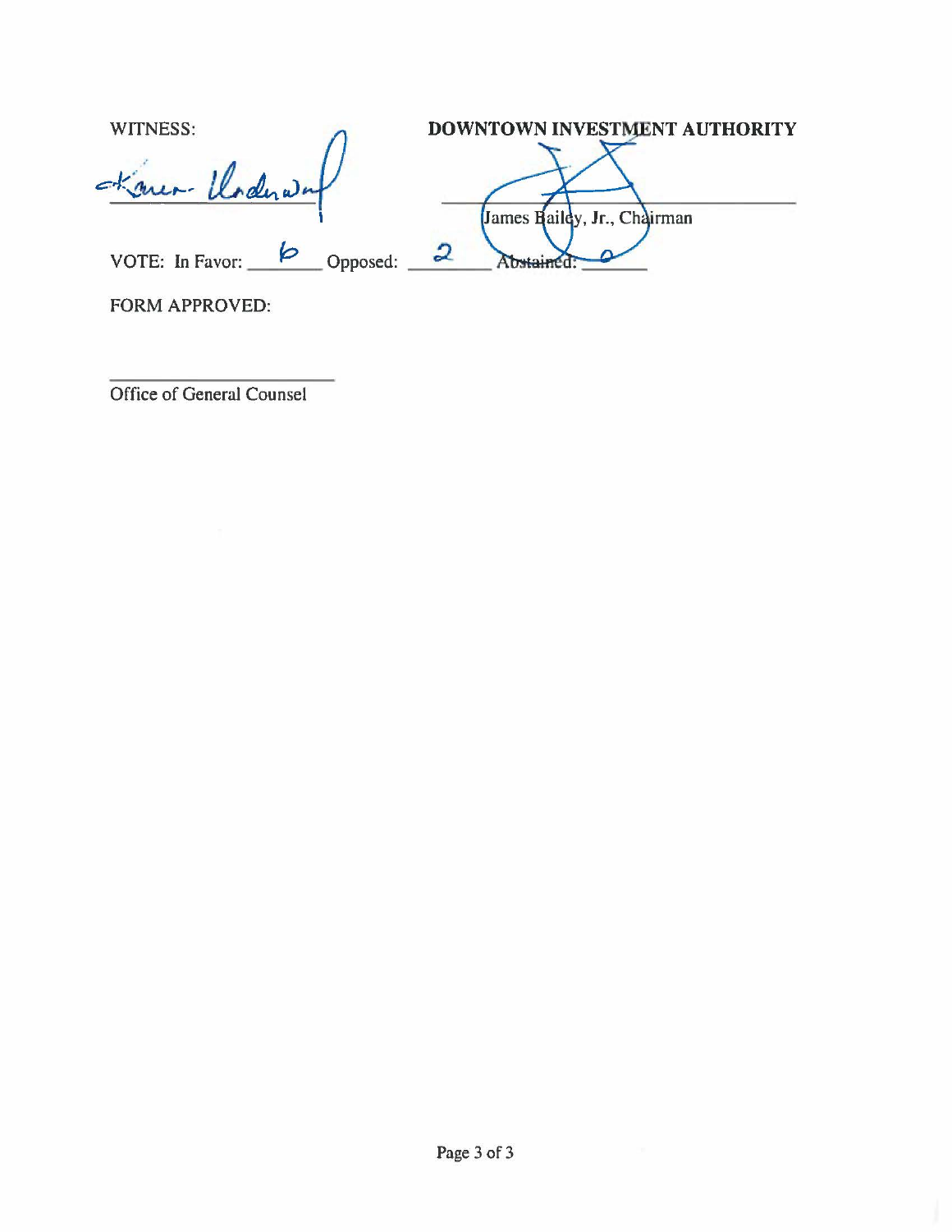WITNESS:

Karen Underwood

**DOWNTOWN INVESTMENT AUTHORITY**

James Bailey, Jr., Chairman

VOTE: In Favor: 6 Opposed: 2 Abstained: 0

FORM APPROVED:

Office of General Counsel